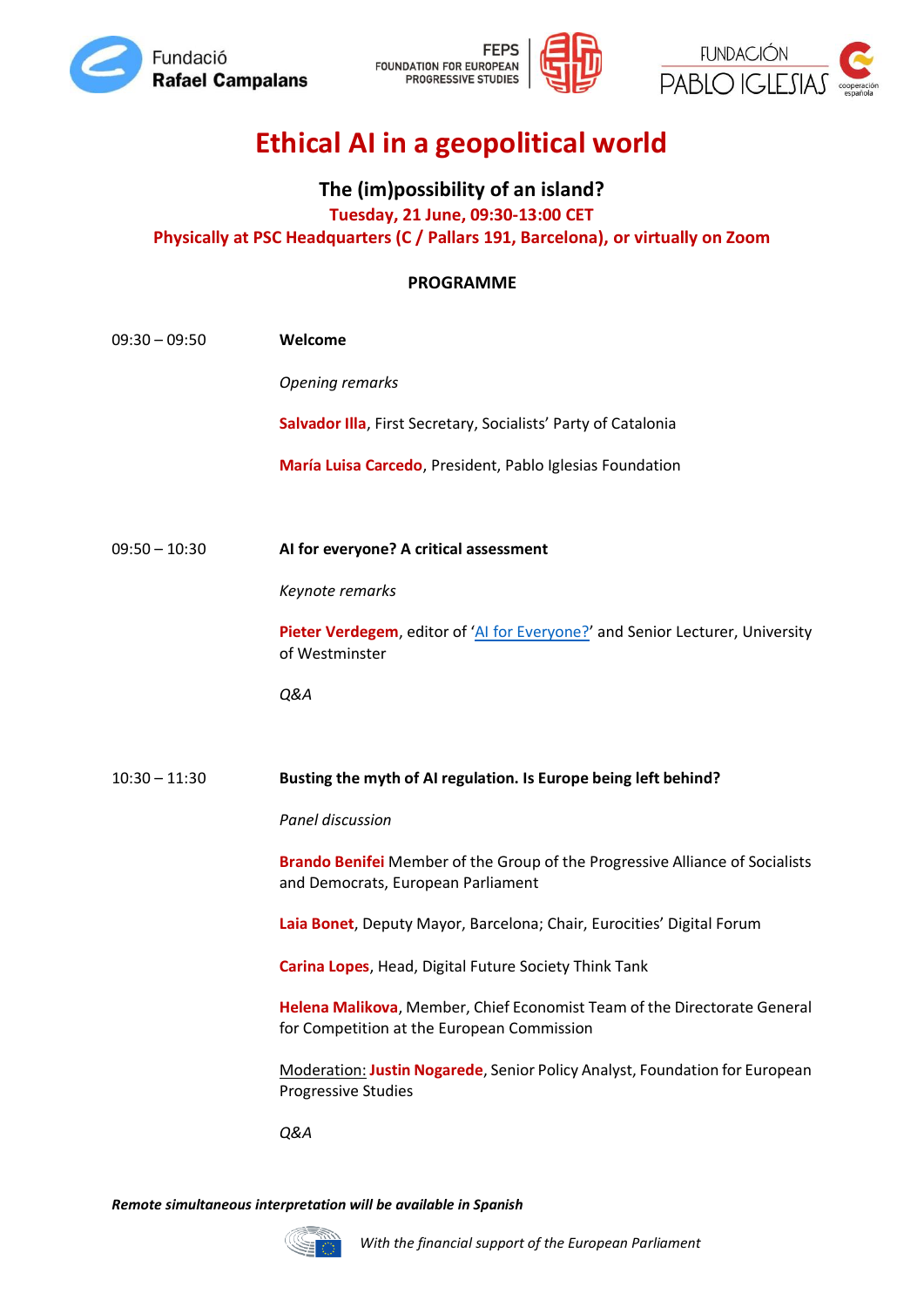# Ethical AI in a geopolitical world

## The (im)possibility of an island?

**Tuesday, 21 June, 09:30-13:00 CET**

**Physically at PSC Headquarters (C / Pallars 191, Barcelona), or virtually on Zoom**

**PROGRAMME**

09:30 – 09:50 **Welcome**

*Opening remarks*

**Salvador Illa**, First Secretary, Socialists' Party of Catalonia

**María Luisa Carcedo**, President, Pablo Iglesias Foundation

09:50 – 10:30 **AI for everyone? A critical assessment**

*Keynote remarks*

**Pieter Verdegem**, editor of 'AI for Everyone?' and Senior Lecturer, University of Westminster

*Q&A*

10:30 – 11:30 **Busting the myth of AI regulation. Is Europe being left behind?**

*Panel discussion*

**Brando Benifei** Member of the Group of the Progressive Alliance of Socialists and Democrats, European Parliament

**Laia Bonet**, Deputy Mayor, Barcelona; Chair, Eurocities' Digital Forum

**Carina Lopes**, Head, Digital Future Society Think Tank

**Helena Malikova**, Member, Chief Economist Team of the Directorate General for Competition at the European Commission

Moderation: **Justin Nogarede**, Senior Policy Analyst, Foundation for European Progressive Studies

*Q&A*

***Remote simultaneous interpretation will be available in Spanish***

*With the financial support of the European Parliament*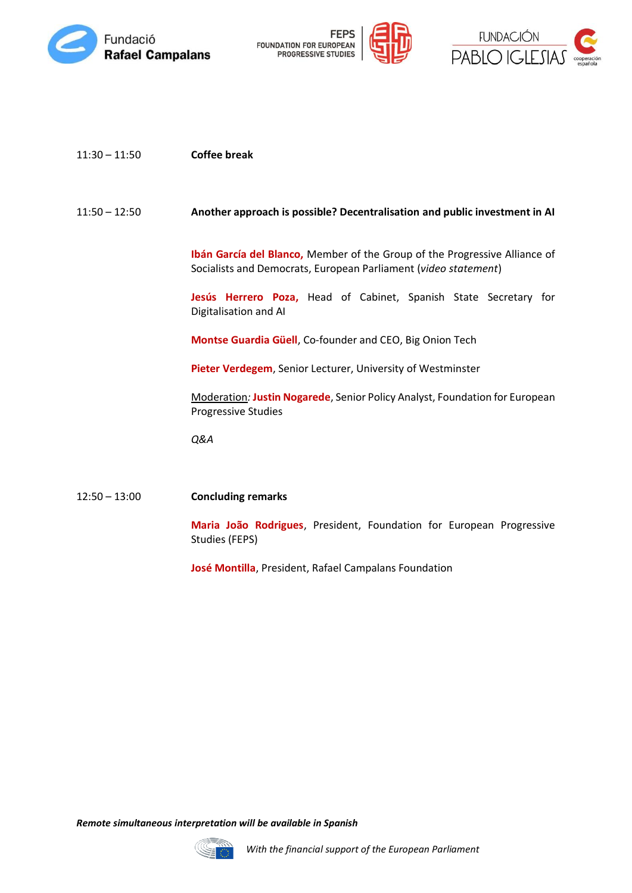11:30 – 11:50 **Coffee break**

11:50 – 12:50 **Another approach is possible? Decentralisation and public investment in AI**

**Ibán García del Blanco,** Member of the Group of the Progressive Alliance of Socialists and Democrats, European Parliament (*video statement*)

**Jesús Herrero Poza,** Head of Cabinet, Spanish State Secretary for Digitalisation and AI

**Montse Guardia Güell**, Co-founder and CEO, Big Onion Tech

**Pieter Verdegem**, Senior Lecturer, University of Westminster

Moderation*:* **Justin Nogarede**, Senior Policy Analyst, Foundation for European Progressive Studies

*Q&A*

12:50 – 13:00 **Concluding remarks**

**Maria João Rodrigues**, President, Foundation for European Progressive Studies (FEPS)

**José Montilla**, President, Rafael Campalans Foundation

***Remote simultaneous interpretation will be available in Spanish***

*With the financial support of the European Parliament*